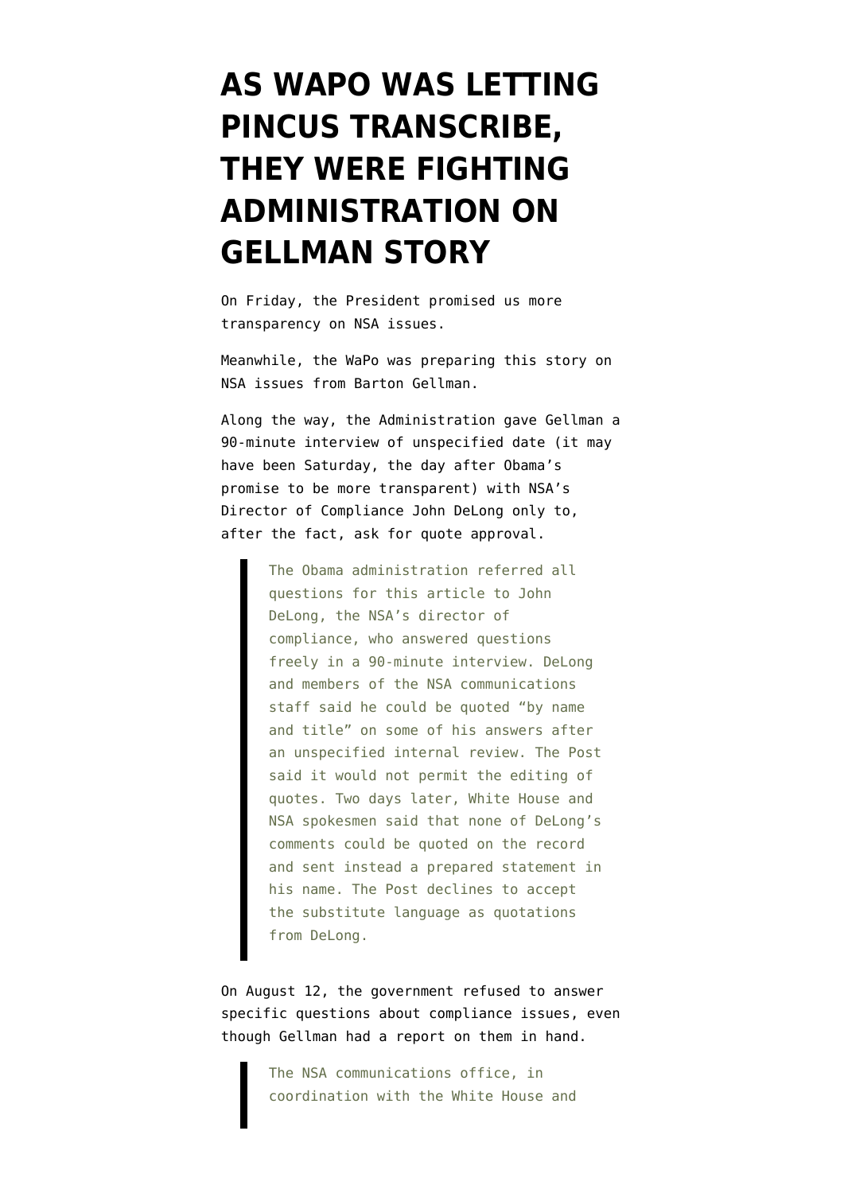# AS WAPO WAS LETTING PINCUS TRANSCRIBE, THEY WERE FIGHTING ADMINISTRATION ON GELLMAN STORY

On Friday, the President promised us more transparency on NSA issues.

Meanwhile, the WaPo was preparing this story on NSA issues from Barton Gellman.

Along the way, the Administration gave Gellman a 90-minute interview of unspecified date (it may have been Saturday, the day after Obama's promise to be more transparent) with NSA's Director of Compliance John DeLong only to, after the fact, ask for quote approval.

> The Obama administration referred all questions for this article to John DeLong, the NSA's director of compliance, who answered questions freely in a 90-minute interview. DeLong and members of the NSA communications staff said he could be quoted "by name and title" on some of his answers after an unspecified internal review. The Post said it would not permit the editing of quotes. Two days later, White House and NSA spokesmen said that none of DeLong's comments could be quoted on the record and sent instead a prepared statement in his name. The Post declines to accept the substitute language as quotations from DeLong.

On August 12, the government refused to answer specific questions about compliance issues, even though Gellman had a report on them in hand.

> The NSA communications office, in coordination with the White House and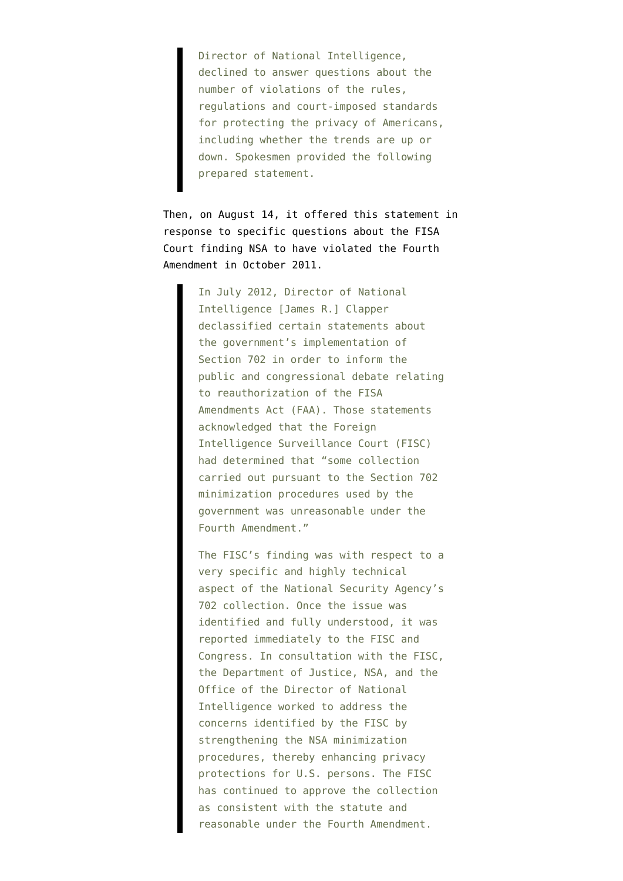> Director of National Intelligence, declined to answer questions about the number of violations of the rules, regulations and court-imposed standards for protecting the privacy of Americans, including whether the trends are up or down. Spokesmen provided the following prepared statement.

Then, on August 14, it offered this statement in response to specific questions about the FISA Court finding NSA to have violated the Fourth Amendment in October 2011.

> In July 2012, Director of National Intelligence [James R.] Clapper declassified certain statements about the government's implementation of Section 702 in order to inform the public and congressional debate relating to reauthorization of the FISA Amendments Act (FAA). Those statements acknowledged that the Foreign Intelligence Surveillance Court (FISC) had determined that "some collection carried out pursuant to the Section 702 minimization procedures used by the government was unreasonable under the Fourth Amendment."
>
> The FISC's finding was with respect to a very specific and highly technical aspect of the National Security Agency's 702 collection. Once the issue was identified and fully understood, it was reported immediately to the FISC and Congress. In consultation with the FISC, the Department of Justice, NSA, and the Office of the Director of National Intelligence worked to address the concerns identified by the FISC by strengthening the NSA minimization procedures, thereby enhancing privacy protections for U.S. persons. The FISC has continued to approve the collection as consistent with the statute and reasonable under the Fourth Amendment.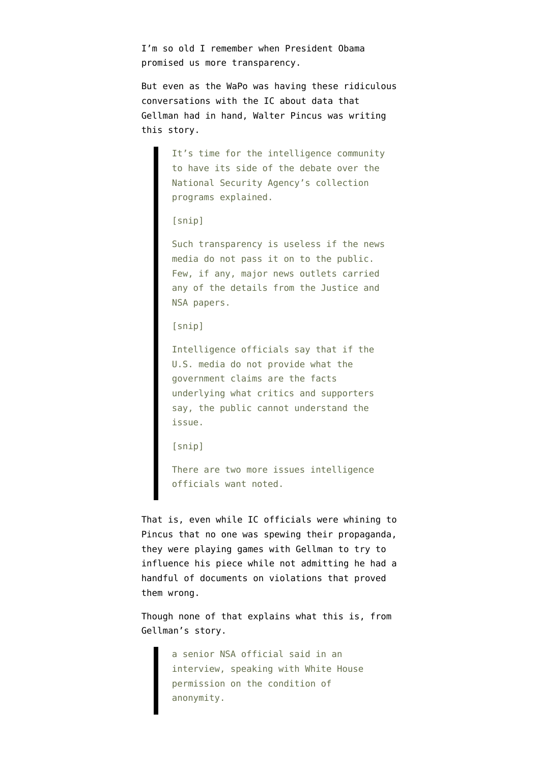I'm so old I remember when President Obama promised us more transparency.

But even as the WaPo was having these ridiculous conversations with the IC about data that Gellman had in hand, Walter Pincus was writing this story.

> It's time for the intelligence community to have its side of the debate over the National Security Agency's collection programs explained.
>
> [snip]
>
> Such transparency is useless if the news media do not pass it on to the public. Few, if any, major news outlets carried any of the details from the Justice and NSA papers.
>
> [snip]
>
> Intelligence officials say that if the U.S. media do not provide what the government claims are the facts underlying what critics and supporters say, the public cannot understand the issue.
>
> [snip]
>
> There are two more issues intelligence officials want noted.

That is, even while IC officials were whining to Pincus that no one was spewing their propaganda, they were playing games with Gellman to try to influence his piece while not admitting he had a handful of documents on violations that proved them wrong.

Though none of that explains what this is, from Gellman's story.

> a senior NSA official said in an interview, speaking with White House permission on the condition of anonymity.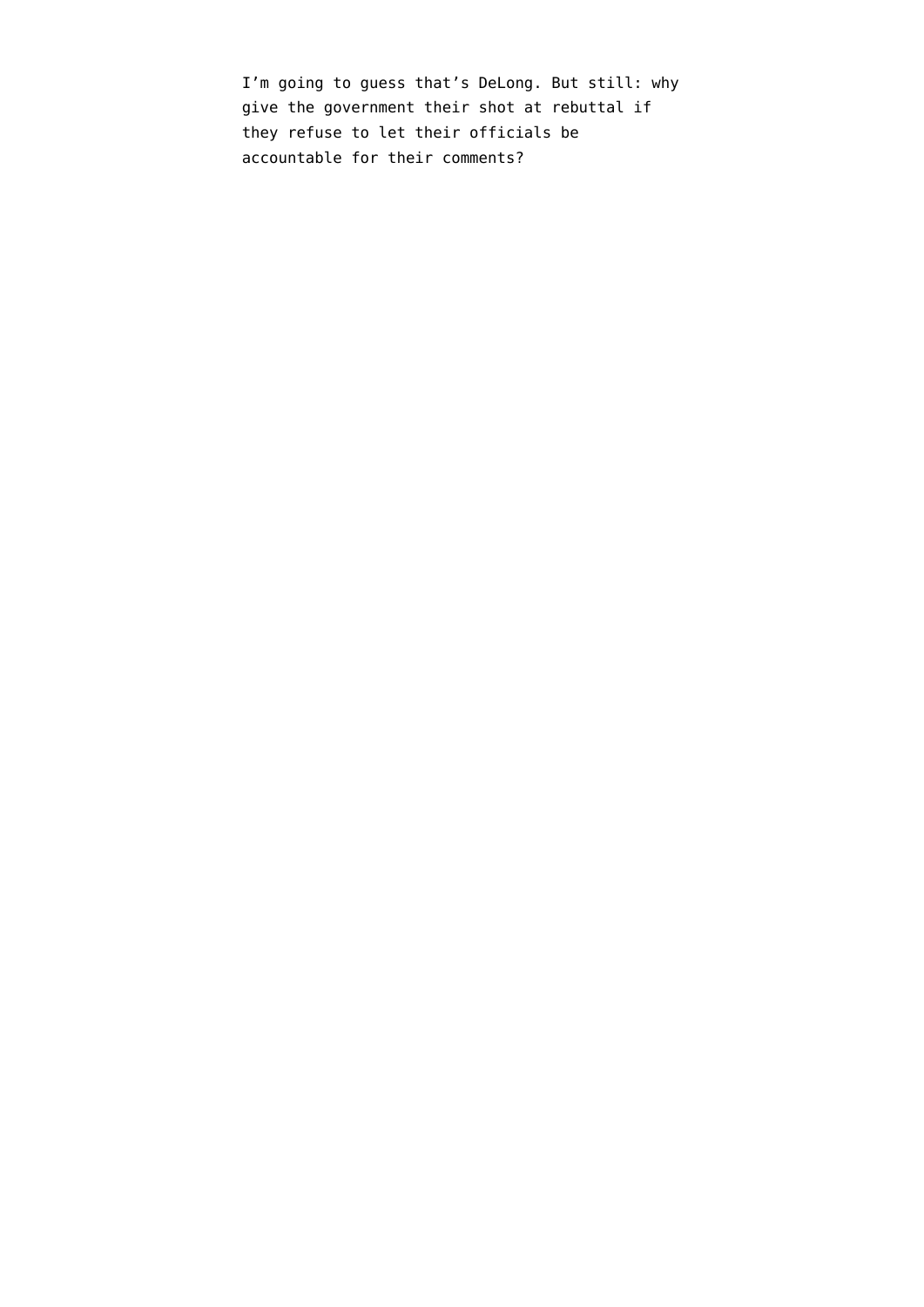I’m going to guess that’s DeLong. But still: why give the government their shot at rebuttal if they refuse to let their officials be accountable for their comments?